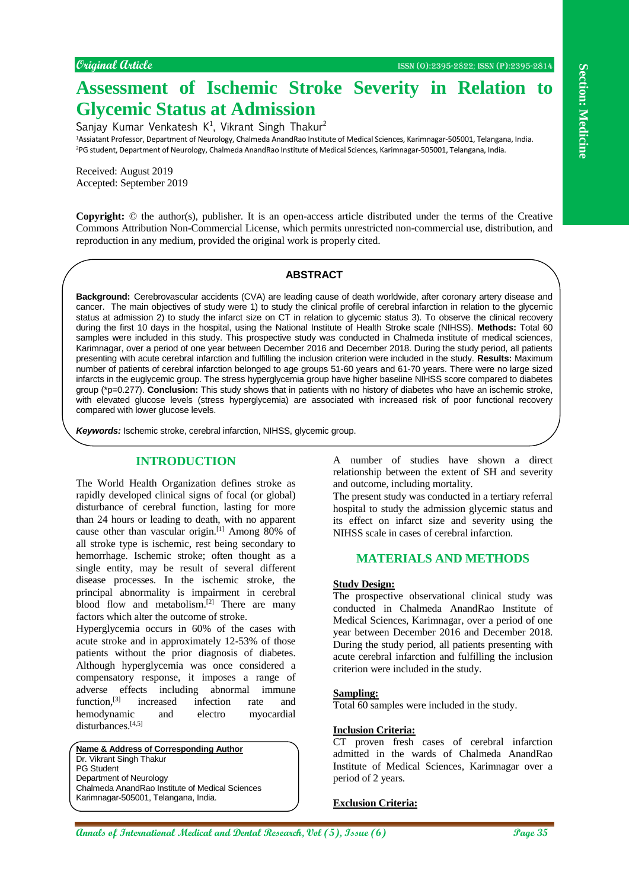Original Article

# Assessment of Ischemic Stroke Severity in Relation to Glycemic Status at Admission

Sanjay Kumar Venkatesh K[1], Vikrant Singh Thakur[2]

[1]Assiatant Professor, Department of Neurology, Chalmeda AnandRao Institute of Medical Sciences, Karimnagar-505001, Telangana, India.
[2]PG student, Department of Neurology, Chalmeda AnandRao Institute of Medical Sciences, Karimnagar-505001, Telangana, India.

Received: August 2019
Accepted: September 2019

**Copyright:** © the author(s), publisher. It is an open-access article distributed under the terms of the Creative Commons Attribution Non-Commercial License, which permits unrestricted non-commercial use, distribution, and reproduction in any medium, provided the original work is properly cited.

## ABSTRACT

**Background:** Cerebrovascular accidents (CVA) are leading cause of death worldwide, after coronary artery disease and cancer. The main objectives of study were 1) to study the clinical profile of cerebral infarction in relation to the glycemic status at admission 2) to study the infarct size on CT in relation to glycemic status 3). To observe the clinical recovery during the first 10 days in the hospital, using the National Institute of Health Stroke scale (NIHSS). **Methods:** Total 60 samples were included in this study. This prospective study was conducted in Chalmeda institute of medical sciences, Karimnagar, over a period of one year between December 2016 and December 2018. During the study period, all patients presenting with acute cerebral infarction and fulfilling the inclusion criterion were included in the study. **Results:** Maximum number of patients of cerebral infarction belonged to age groups 51-60 years and 61-70 years. There were no large sized infarcts in the euglycemic group. The stress hyperglycemia group have higher baseline NIHSS score compared to diabetes group (*p=0.277). **Conclusion:** This study shows that in patients with no history of diabetes who have an ischemic stroke, with elevated glucose levels (stress hyperglycemia) are associated with increased risk of poor functional recovery compared with lower glucose levels.

***Keywords:*** Ischemic stroke, cerebral infarction, NIHSS, glycemic group.

## INTRODUCTION

The World Health Organization defines stroke as rapidly developed clinical signs of focal (or global) disturbance of cerebral function, lasting for more than 24 hours or leading to death, with no apparent cause other than vascular origin.[1] Among 80% of all stroke type is ischemic, rest being secondary to hemorrhage. Ischemic stroke; often thought as a single entity, may be result of several different disease processes. In the ischemic stroke, the principal abnormality is impairment in cerebral blood flow and metabolism.[2] There are many factors which alter the outcome of stroke.

Hyperglycemia occurs in 60% of the cases with acute stroke and in approximately 12-53% of those patients without the prior diagnosis of diabetes. Although hyperglycemia was once considered a compensatory response, it imposes a range of adverse effects including abnormal immune function,[3] increased infection rate and hemodynamic and electro myocardial disturbances.[4,5]

**Name & Address of Corresponding Author**
Dr. Vikrant Singh Thakur
PG Student
Department of Neurology
Chalmeda AnandRao Institute of Medical Sciences
Karimnagar-505001, Telangana, India.

A number of studies have shown a direct relationship between the extent of SH and severity and outcome, including mortality.

The present study was conducted in a tertiary referral hospital to study the admission glycemic status and its effect on infarct size and severity using the NIHSS scale in cases of cerebral infarction.

## MATERIALS AND METHODS

**Study Design:**

The prospective observational clinical study was conducted in Chalmeda AnandRao Institute of Medical Sciences, Karimnagar, over a period of one year between December 2016 and December 2018. During the study period, all patients presenting with acute cerebral infarction and fulfilling the inclusion criterion were included in the study.

**Sampling:**

Total 60 samples were included in the study.

**Inclusion Criteria:**

CT proven fresh cases of cerebral infarction admitted in the wards of Chalmeda AnandRao Institute of Medical Sciences, Karimnagar over a period of 2 years.

**Exclusion Criteria:**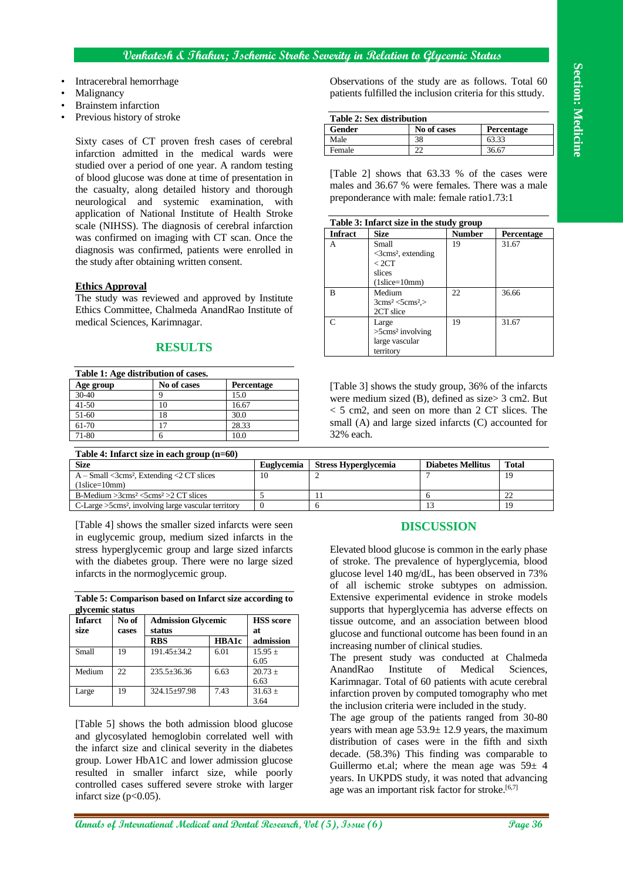- Intracerebral hemorrhage
- Malignancy
- Brainstem infarction
- Previous history of stroke

Sixty cases of CT proven fresh cases of cerebral infarction admitted in the medical wards were studied over a period of one year. A random testing of blood glucose was done at time of presentation in the casualty, along detailed history and thorough neurological and systemic examination, with application of National Institute of Health Stroke scale (NIHSS). The diagnosis of cerebral infarction was confirmed on imaging with CT scan. Once the diagnosis was confirmed, patients were enrolled in the study after obtaining written consent.

**Ethics Approval**

The study was reviewed and approved by Institute Ethics Committee, Chalmeda AnandRao Institute of medical Sciences, Karimnagar.

## RESULTS

**Table 1: Age distribution of cases.**

| Age group | No of cases | Percentage |
|---|---|---|
| 30-40 | 9 | 15.0 |
| 41-50 | 10 | 16.67 |
| 51-60 | 18 | 30.0 |
| 61-70 | 17 | 28.33 |
| 71-80 | 6 | 10.0 |

Observations of the study are as follows. Total 60 patients fulfilled the inclusion criteria for this sttudy.

**Table 2: Sex distribution**

| Gender | No of cases | Percentage |
|---|---|---|
| Male | 38 | 63.33 |
| Female | 22 | 36.67 |

[Table 2] shows that 63.33 % of the cases were males and 36.67 % were females. There was a male preponderance with male: female ratio1.73:1

**Table 3: Infarct size in the study group**

| Infract | Size | Number | Percentage |
|---|---|---|---|
| A | Small <3cms², extending < 2CT slices (1slice=10mm) | 19 | 31.67 |
| B | Medium 3cms² <5cms²,> 2CT slice | 22 | 36.66 |
| C | Large >5cms² involving large vascular territory | 19 | 31.67 |

[Table 3] shows the study group, 36% of the infarcts were medium sized (B), defined as size> 3 cm2. But < 5 cm2, and seen on more than 2 CT slices. The small (A) and large sized infarcts (C) accounted for 32% each.

**Table 4: Infarct size in each group (n=60)**

| Size | Euglycemia | Stress Hyperglycemia | Diabetes Mellitus | Total |
|---|---|---|---|---|
| A – Small <3cms², Extending <2 CT slices (1slice=10mm) | 10 | 2 | 7 | 19 |
| B-Medium >3cms² <5cms² >2 CT slices | 5 | 11 | 6 | 22 |
| C-Large >5cms², involving large vascular territory | 0 | 6 | 13 | 19 |

[Table 4] shows the smaller sized infarcts were seen in euglycemic group, medium sized infarcts in the stress hyperglycemic group and large sized infarcts with the diabetes group. There were no large sized infarcts in the normoglycemic group.

**Table 5: Comparison based on Infarct size according to glycemic status**

| Infarct size | No of cases | Admission Glycemic status | | HSS score at admission |
|---|---|---|---|---|
| | | RBS | HBA1c | |
| Small | 19 | 191.45±34.2 | 6.01 | 15.95 ± 6.05 |
| Medium | 22 | 235.5±36.36 | 6.63 | 20.73 ± 6.63 |
| Large | 19 | 324.15±97.98 | 7.43 | 31.63 ± 3.64 |

[Table 5] shows the both admission blood glucose and glycosylated hemoglobin correlated well with the infarct size and clinical severity in the diabetes group. Lower HbA1C and lower admission glucose resulted in smaller infarct size, while poorly controlled cases suffered severe stroke with larger infarct size ($p<0.05$).

## DISCUSSION

Elevated blood glucose is common in the early phase of stroke. The prevalence of hyperglycemia, blood glucose level 140 mg/dL, has been observed in 73% of all ischemic stroke subtypes on admission. Extensive experimental evidence in stroke models supports that hyperglycemia has adverse effects on tissue outcome, and an association between blood glucose and functional outcome has been found in an increasing number of clinical studies.

The present study was conducted at Chalmeda AnandRao Institute of Medical Sciences, Karimnagar. Total of 60 patients with acute cerebral infarction proven by computed tomography who met the inclusion criteria were included in the study.

The age group of the patients ranged from 30-80 years with mean age 53.9± 12.9 years, the maximum distribution of cases were in the fifth and sixth decade. (58.3%) This finding was comparable to Guillermo et.al; where the mean age was 59± 4 years. In UKPDS study, it was noted that advancing age was an important risk factor for stroke.[6,7]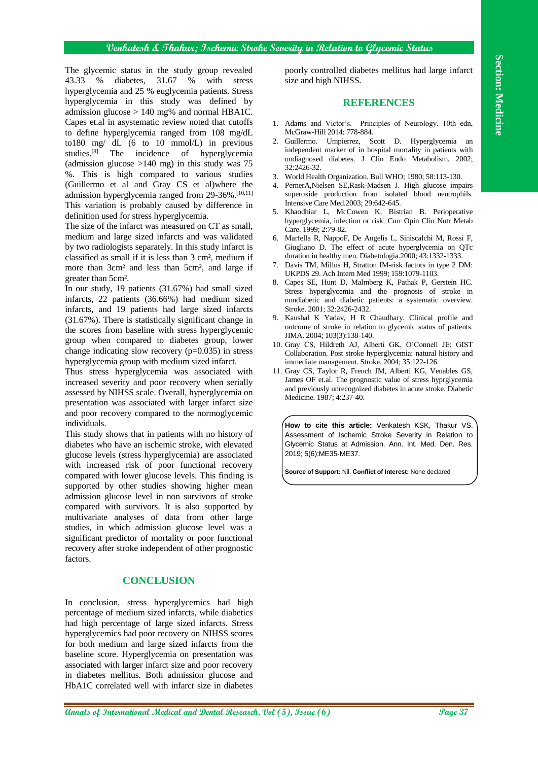The glycemic status in the study group revealed 43.33 % diabetes, 31.67 % with stress hyperglycemia and 25 % euglycemia patients. Stress hyperglycemia in this study was defined by admission glucose > 140 mg% and normal HBA1C. Capes et.al in asystematic review noted that cutoffs to define hyperglycemia ranged from 108 mg/dL to180 mg/ dL (6 to 10 mmol/L) in previous studies.[8] The incidence of hyperglycemia (admission glucose >140 mg) in this study was 75 %. This is high compared to various studies (Guillermo et al and Gray CS et al)where the admission hyperglycemia ranged from 29-36%.[10,11] This variation is probably caused by difference in definition used for stress hyperglycemia.

The size of the infarct was measured on CT as small, medium and large sized infarcts and was validated by two radiologists separately. In this study infarct is classified as small if it is less than 3 cm², medium if more than 3cm² and less than 5cm², and large if greater than 5cm².

In our study, 19 patients (31.67%) had small sized infarcts, 22 patients (36.66%) had medium sized infarcts, and 19 patients had large sized infarcts (31.67%). There is statistically significant change in the scores from baseline with stress hyperglycemic group when compared to diabetes group, lower change indicating slow recovery (p=0.035) in stress hyperglycemia group with medium sized infarct.

Thus stress hyperglycemia was associated with increased severity and poor recovery when serially assessed by NIHSS scale. Overall, hyperglycemia on presentation was associated with larger infarct size and poor recovery compared to the normoglycemic individuals.

This study shows that in patients with no history of diabetes who have an ischemic stroke, with elevated glucose levels (stress hyperglycemia) are associated with increased risk of poor functional recovery compared with lower glucose levels. This finding is supported by other studies showing higher mean admission glucose level in non survivors of stroke compared with survivors. It is also supported by multivariate analyses of data from other large studies, in which admission glucose level was a significant predictor of mortality or poor functional recovery after stroke independent of other prognostic factors.

## CONCLUSION

In conclusion, stress hyperglycemics had high percentage of medium sized infarcts, while diabetics had high percentage of large sized infarcts. Stress hyperglycemics had poor recovery on NIHSS scores for both medium and large sized infarcts from the baseline score. Hyperglycemia on presentation was associated with larger infarct size and poor recovery in diabetes mellitus. Both admission glucose and HbA1C correlated well with infarct size in diabetes poorly controlled diabetes mellitus had large infarct size and high NIHSS.

## REFERENCES

1. Adams and Victor's. Principles of Neurology. 10th edn, McGraw-Hill 2014: 778-884.
2. Guillermo. Umpierrez, Scott D. Hyperglycemia an independent marker of in hospital mortality in patients with undiagnosed diabetes. J Clin Endo Metabolism. 2002; 32:2426-32.
3. World Health Organization. Bull WHO; 1980; 58:113-130.
4. PernerA,Nielsen SE,Rask-Madsen J. High glucose impairs superoxide production from isolated blood neutrophils. Intensive Care Med.2003; 29:642-645.
5. Khaodhiar L, McCowen K, Bistrian B. Perioperative hyperglycemia, infection or risk. Curr Opin Clin Nutr Metab Care. 1999; 2:79-82.
6. Marfella R, NappoF, De Angelis L, Siniscalchi M, Rossi F, Giugliano D. The effect of acute hyperglycemia on QTc duration in healthy men. Diabetologia.2000; 43:1332-1333.
7. Davis TM, Millus H, Stratton IM-risk factors in type 2 DM: UKPDS 29. Ach Intern Med 1999; 159:1079-1103.
8. Capes SE, Hunt D, Malmberg K, Pathak P, Gerstein HC. Stress hyperglycemia and the prognosis of stroke in nondiabetic and diabetic patients: a systematic overview. Stroke. 2001; 32:2426-2432.
9. Kaushal K Yadav, H R Chaudhary. Clinical profile and outcome of stroke in relation to glycemic status of patients. JIMA. 2004; 103(3):138-140.
10. Gray CS, Hildreth AJ, Alberti GK, O'Connell JE; GIST Collaboration. Post stroke hyperglycemia: natural history and immediate management. Stroke. 2004; 35:122-126.
11. Gray CS, Taylor R, French JM, Alberti KG, Venables GS, James OF et.al. The prognostic value of stress hyprglycemia and previously unrecognized diabetes in acute stroke. Diabetic Medicine. 1987; 4:237-40.

**How to cite this article:** Venkatesh KSK, Thakur VS. Assessment of Ischemic Stroke Severity in Relation to Glycemic Status at Admission. Ann. Int. Med. Den. Res. 2019; 5(6):ME35-ME37.

**Source of Support:** Nil, **Conflict of Interest:** None declared